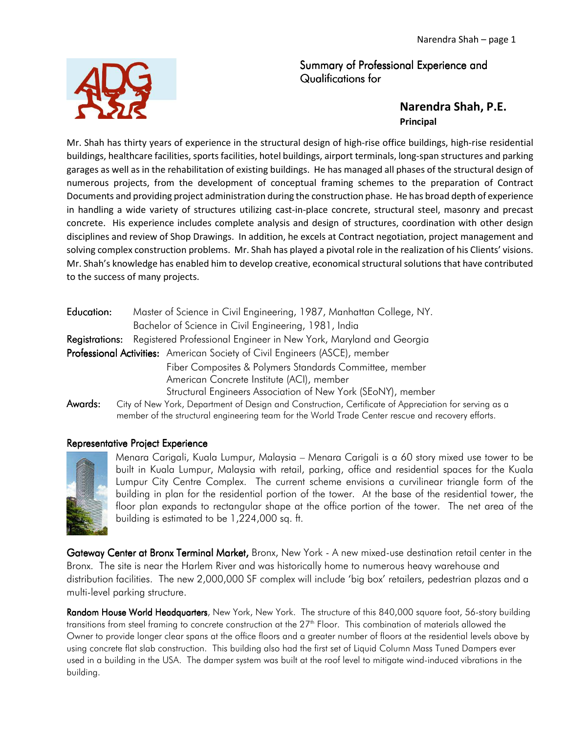Summary of Professional Experience and Qualifications for

## Narendra Shah, P.E.

**Principal**

Mr. Shah has thirty years of experience in the structural design of high-rise office buildings, high-rise residential buildings, healthcare facilities, sports facilities, hotel buildings, airport terminals, long-span structures and parking garages as well as in the rehabilitation of existing buildings. He has managed all phases of the structural design of numerous projects, from the development of conceptual framing schemes to the preparation of Contract Documents and providing project administration during the construction phase. He has broad depth of experience in handling a wide variety of structures utilizing cast-in-place concrete, structural steel, masonry and precast concrete. His experience includes complete analysis and design of structures, coordination with other design disciplines and review of Shop Drawings. In addition, he excels at Contract negotiation, project management and solving complex construction problems. Mr. Shah has played a pivotal role in the realization of his Clients' visions. Mr. Shah's knowledge has enabled him to develop creative, economical structural solutions that have contributed to the success of many projects.

**Education:** Master of Science in Civil Engineering, 1987, Manhattan College, NY.
Bachelor of Science in Civil Engineering, 1981, India

**Registrations:** Registered Professional Engineer in New York, Maryland and Georgia

**Professional Activities:** American Society of Civil Engineers (ASCE), member
Fiber Composites & Polymers Standards Committee, member
American Concrete Institute (ACI), member
Structural Engineers Association of New York (SEoNY), member

**Awards:** City of New York, Department of Design and Construction, Certificate of Appreciation for serving as a member of the structural engineering team for the World Trade Center rescue and recovery efforts.

### Representative Project Experience

Menara Carigali, Kuala Lumpur, Malaysia – Menara Carigali is a 60 story mixed use tower to be built in Kuala Lumpur, Malaysia with retail, parking, office and residential spaces for the Kuala Lumpur City Centre Complex. The current scheme envisions a curvilinear triangle form of the building in plan for the residential portion of the tower. At the base of the residential tower, the floor plan expands to rectangular shape at the office portion of the tower. The net area of the building is estimated to be 1,224,000 sq. ft.

**Gateway Center at Bronx Terminal Market,** Bronx, New York - A new mixed-use destination retail center in the Bronx. The site is near the Harlem River and was historically home to numerous heavy warehouse and distribution facilities. The new 2,000,000 SF complex will include 'big box' retailers, pedestrian plazas and a multi-level parking structure.

**Random House World Headquarters**, New York, New York. The structure of this 840,000 square foot, 56-story building transitions from steel framing to concrete construction at the 27th Floor. This combination of materials allowed the Owner to provide longer clear spans at the office floors and a greater number of floors at the residential levels above by using concrete flat slab construction. This building also had the first set of Liquid Column Mass Tuned Dampers ever used in a building in the USA. The damper system was built at the roof level to mitigate wind-induced vibrations in the building.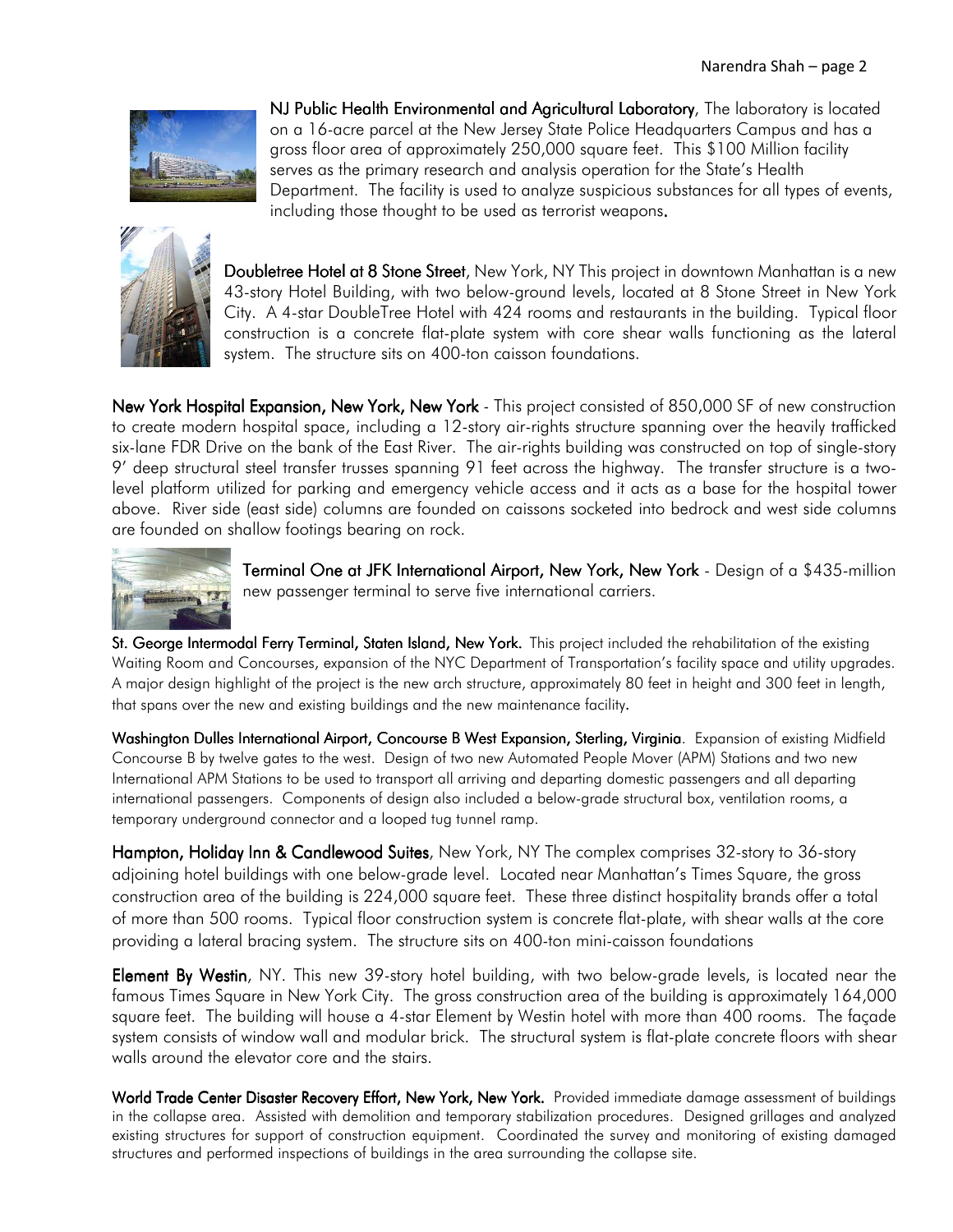**NJ Public Health Environmental and Agricultural Laboratory**, The laboratory is located on a 16-acre parcel at the New Jersey State Police Headquarters Campus and has a gross floor area of approximately 250,000 square feet. This $100 Million facility serves as the primary research and analysis operation for the State's Health Department. The facility is used to analyze suspicious substances for all types of events, including those thought to be used as terrorist weapons.

**Doubletree Hotel at 8 Stone Street**, New York, NY This project in downtown Manhattan is a new 43-story Hotel Building, with two below-ground levels, located at 8 Stone Street in New York City. A 4-star DoubleTree Hotel with 424 rooms and restaurants in the building. Typical floor construction is a concrete flat-plate system with core shear walls functioning as the lateral system. The structure sits on 400-ton caisson foundations.

**New York Hospital Expansion, New York, New York** - This project consisted of 850,000 SF of new construction to create modern hospital space, including a 12-story air-rights structure spanning over the heavily trafficked six-lane FDR Drive on the bank of the East River. The air-rights building was constructed on top of single-story 9' deep structural steel transfer trusses spanning 91 feet across the highway. The transfer structure is a two-level platform utilized for parking and emergency vehicle access and it acts as a base for the hospital tower above. River side (east side) columns are founded on caissons socketed into bedrock and west side columns are founded on shallow footings bearing on rock.

**Terminal One at JFK International Airport, New York, New York** - Design of a $435-million new passenger terminal to serve five international carriers.

**St. George Intermodal Ferry Terminal, Staten Island, New York.** This project included the rehabilitation of the existing Waiting Room and Concourses, expansion of the NYC Department of Transportation's facility space and utility upgrades. A major design highlight of the project is the new arch structure, approximately 80 feet in height and 300 feet in length, that spans over the new and existing buildings and the new maintenance facility.

**Washington Dulles International Airport, Concourse B West Expansion, Sterling, Virginia**. Expansion of existing Midfield Concourse B by twelve gates to the west. Design of two new Automated People Mover (APM) Stations and two new International APM Stations to be used to transport all arriving and departing domestic passengers and all departing international passengers. Components of design also included a below-grade structural box, ventilation rooms, a temporary underground connector and a looped tug tunnel ramp.

**Hampton, Holiday Inn & Candlewood Suites**, New York, NY The complex comprises 32-story to 36-story adjoining hotel buildings with one below-grade level. Located near Manhattan's Times Square, the gross construction area of the building is 224,000 square feet. These three distinct hospitality brands offer a total of more than 500 rooms. Typical floor construction system is concrete flat-plate, with shear walls at the core providing a lateral bracing system. The structure sits on 400-ton mini-caisson foundations

**Element By Westin**, NY. This new 39-story hotel building, with two below-grade levels, is located near the famous Times Square in New York City. The gross construction area of the building is approximately 164,000 square feet. The building will house a 4-star Element by Westin hotel with more than 400 rooms. The façade system consists of window wall and modular brick. The structural system is flat-plate concrete floors with shear walls around the elevator core and the stairs.

**World Trade Center Disaster Recovery Effort, New York, New York.** Provided immediate damage assessment of buildings in the collapse area. Assisted with demolition and temporary stabilization procedures. Designed grillages and analyzed existing structures for support of construction equipment. Coordinated the survey and monitoring of existing damaged structures and performed inspections of buildings in the area surrounding the collapse site.